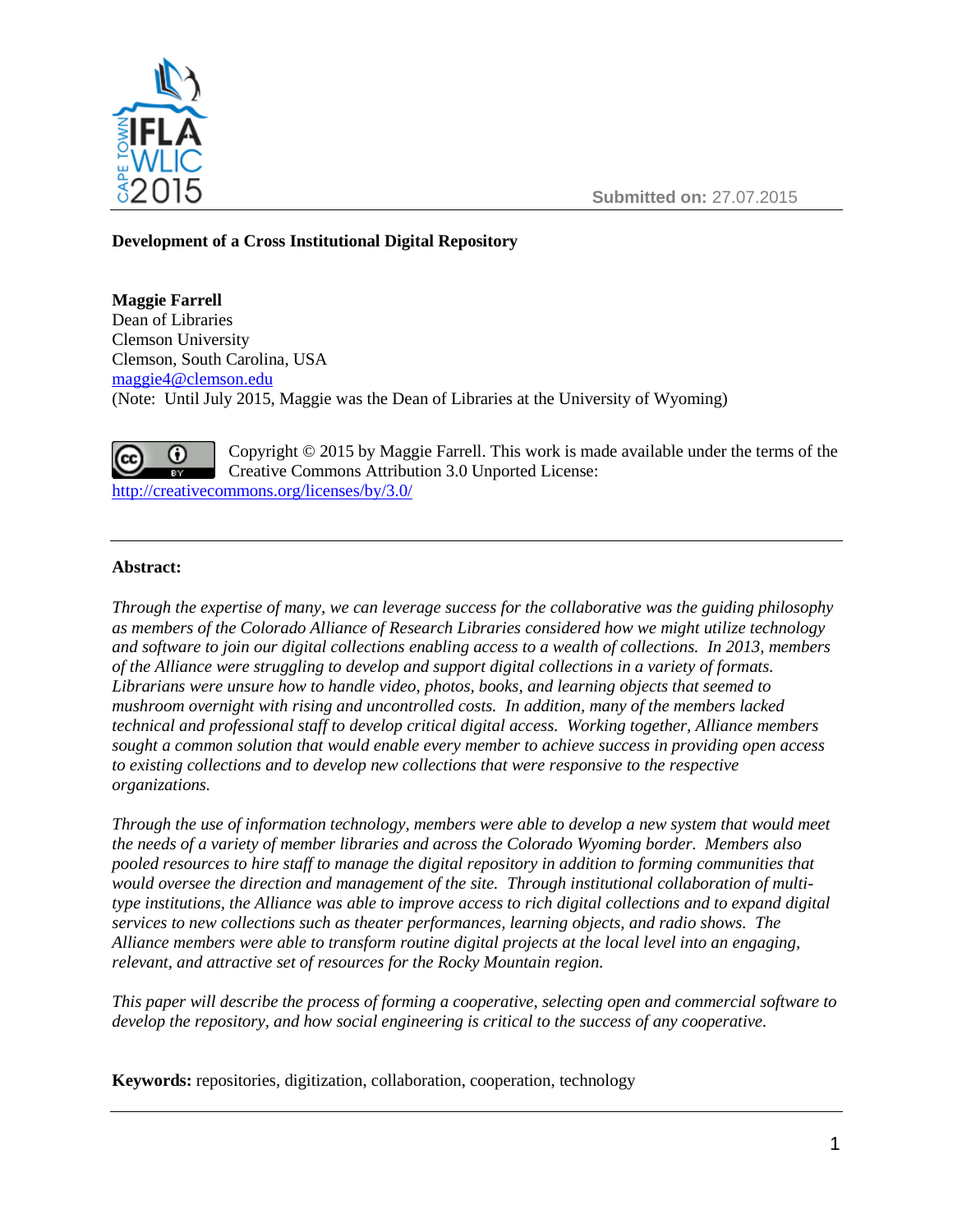Submitted on: 27.07.2015

# Development of a Cross Institutional Digital Repository

**Maggie Farrell**
Dean of Libraries
Clemson University
Clemson, South Carolina, USA
maggie4@clemson.edu
(Note: Until July 2015, Maggie was the Dean of Libraries at the University of Wyoming)

Copyright © 2015 by Maggie Farrell. This work is made available under the terms of the Creative Commons Attribution 3.0 Unported License: http://creativecommons.org/licenses/by/3.0/

---

**Abstract:**

*Through the expertise of many, we can leverage success for the collaborative was the guiding philosophy as members of the Colorado Alliance of Research Libraries considered how we might utilize technology and software to join our digital collections enabling access to a wealth of collections. In 2013, members of the Alliance were struggling to develop and support digital collections in a variety of formats. Librarians were unsure how to handle video, photos, books, and learning objects that seemed to mushroom overnight with rising and uncontrolled costs. In addition, many of the members lacked technical and professional staff to develop critical digital access. Working together, Alliance members sought a common solution that would enable every member to achieve success in providing open access to existing collections and to develop new collections that were responsive to the respective organizations.*

*Through the use of information technology, members were able to develop a new system that would meet the needs of a variety of member libraries and across the Colorado Wyoming border. Members also pooled resources to hire staff to manage the digital repository in addition to forming communities that would oversee the direction and management of the site. Through institutional collaboration of multi-type institutions, the Alliance was able to improve access to rich digital collections and to expand digital services to new collections such as theater performances, learning objects, and radio shows. The Alliance members were able to transform routine digital projects at the local level into an engaging, relevant, and attractive set of resources for the Rocky Mountain region.*

*This paper will describe the process of forming a cooperative, selecting open and commercial software to develop the repository, and how social engineering is critical to the success of any cooperative.*

**Keywords:** repositories, digitization, collaboration, cooperation, technology

---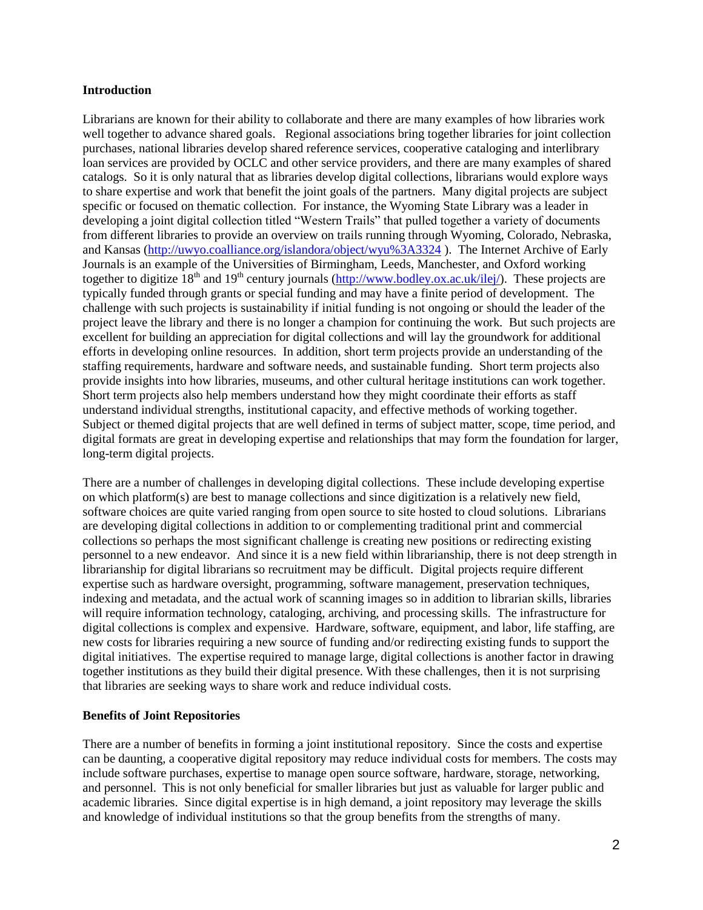**Introduction**

Librarians are known for their ability to collaborate and there are many examples of how libraries work well together to advance shared goals. Regional associations bring together libraries for joint collection purchases, national libraries develop shared reference services, cooperative cataloging and interlibrary loan services are provided by OCLC and other service providers, and there are many examples of shared catalogs. So it is only natural that as libraries develop digital collections, librarians would explore ways to share expertise and work that benefit the joint goals of the partners. Many digital projects are subject specific or focused on thematic collection. For instance, the Wyoming State Library was a leader in developing a joint digital collection titled "Western Trails" that pulled together a variety of documents from different libraries to provide an overview on trails running through Wyoming, Colorado, Nebraska, and Kansas (http://uwyo.coalliance.org/islandora/object/wyu%3A3324 ). The Internet Archive of Early Journals is an example of the Universities of Birmingham, Leeds, Manchester, and Oxford working together to digitize 18th and 19th century journals (http://www.bodley.ox.ac.uk/ilej/). These projects are typically funded through grants or special funding and may have a finite period of development. The challenge with such projects is sustainability if initial funding is not ongoing or should the leader of the project leave the library and there is no longer a champion for continuing the work. But such projects are excellent for building an appreciation for digital collections and will lay the groundwork for additional efforts in developing online resources. In addition, short term projects provide an understanding of the staffing requirements, hardware and software needs, and sustainable funding. Short term projects also provide insights into how libraries, museums, and other cultural heritage institutions can work together. Short term projects also help members understand how they might coordinate their efforts as staff understand individual strengths, institutional capacity, and effective methods of working together. Subject or themed digital projects that are well defined in terms of subject matter, scope, time period, and digital formats are great in developing expertise and relationships that may form the foundation for larger, long-term digital projects.

There are a number of challenges in developing digital collections. These include developing expertise on which platform(s) are best to manage collections and since digitization is a relatively new field, software choices are quite varied ranging from open source to site hosted to cloud solutions. Librarians are developing digital collections in addition to or complementing traditional print and commercial collections so perhaps the most significant challenge is creating new positions or redirecting existing personnel to a new endeavor. And since it is a new field within librarianship, there is not deep strength in librarianship for digital librarians so recruitment may be difficult. Digital projects require different expertise such as hardware oversight, programming, software management, preservation techniques, indexing and metadata, and the actual work of scanning images so in addition to librarian skills, libraries will require information technology, cataloging, archiving, and processing skills. The infrastructure for digital collections is complex and expensive. Hardware, software, equipment, and labor, life staffing, are new costs for libraries requiring a new source of funding and/or redirecting existing funds to support the digital initiatives. The expertise required to manage large, digital collections is another factor in drawing together institutions as they build their digital presence. With these challenges, then it is not surprising that libraries are seeking ways to share work and reduce individual costs.

**Benefits of Joint Repositories**

There are a number of benefits in forming a joint institutional repository. Since the costs and expertise can be daunting, a cooperative digital repository may reduce individual costs for members. The costs may include software purchases, expertise to manage open source software, hardware, storage, networking, and personnel. This is not only beneficial for smaller libraries but just as valuable for larger public and academic libraries. Since digital expertise is in high demand, a joint repository may leverage the skills and knowledge of individual institutions so that the group benefits from the strengths of many.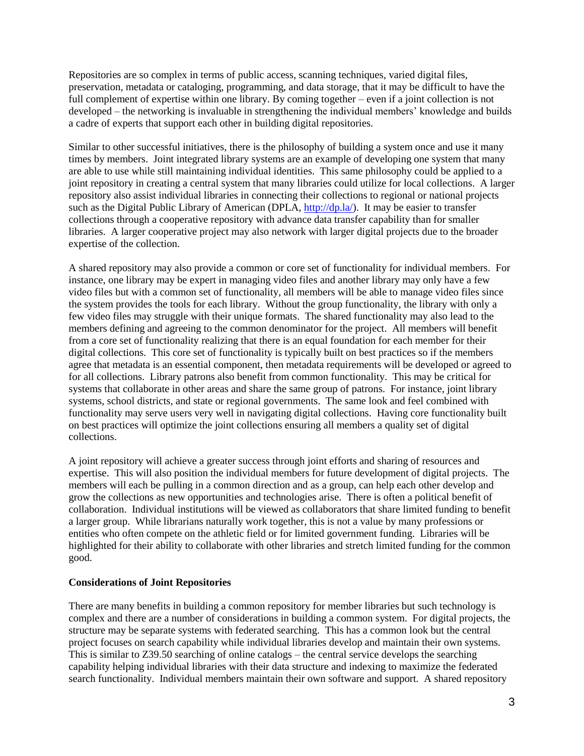Repositories are so complex in terms of public access, scanning techniques, varied digital files, preservation, metadata or cataloging, programming, and data storage, that it may be difficult to have the full complement of expertise within one library. By coming together – even if a joint collection is not developed – the networking is invaluable in strengthening the individual members' knowledge and builds a cadre of experts that support each other in building digital repositories.

Similar to other successful initiatives, there is the philosophy of building a system once and use it many times by members. Joint integrated library systems are an example of developing one system that many are able to use while still maintaining individual identities. This same philosophy could be applied to a joint repository in creating a central system that many libraries could utilize for local collections. A larger repository also assist individual libraries in connecting their collections to regional or national projects such as the Digital Public Library of American (DPLA, [http://dp.la/](http://dp.la/)). It may be easier to transfer collections through a cooperative repository with advance data transfer capability than for smaller libraries. A larger cooperative project may also network with larger digital projects due to the broader expertise of the collection.

A shared repository may also provide a common or core set of functionality for individual members. For instance, one library may be expert in managing video files and another library may only have a few video files but with a common set of functionality, all members will be able to manage video files since the system provides the tools for each library. Without the group functionality, the library with only a few video files may struggle with their unique formats. The shared functionality may also lead to the members defining and agreeing to the common denominator for the project. All members will benefit from a core set of functionality realizing that there is an equal foundation for each member for their digital collections. This core set of functionality is typically built on best practices so if the members agree that metadata is an essential component, then metadata requirements will be developed or agreed to for all collections. Library patrons also benefit from common functionality. This may be critical for systems that collaborate in other areas and share the same group of patrons. For instance, joint library systems, school districts, and state or regional governments. The same look and feel combined with functionality may serve users very well in navigating digital collections. Having core functionality built on best practices will optimize the joint collections ensuring all members a quality set of digital collections.

A joint repository will achieve a greater success through joint efforts and sharing of resources and expertise. This will also position the individual members for future development of digital projects. The members will each be pulling in a common direction and as a group, can help each other develop and grow the collections as new opportunities and technologies arise. There is often a political benefit of collaboration. Individual institutions will be viewed as collaborators that share limited funding to benefit a larger group. While librarians naturally work together, this is not a value by many professions or entities who often compete on the athletic field or for limited government funding. Libraries will be highlighted for their ability to collaborate with other libraries and stretch limited funding for the common good.

**Considerations of Joint Repositories**

There are many benefits in building a common repository for member libraries but such technology is complex and there are a number of considerations in building a common system. For digital projects, the structure may be separate systems with federated searching. This has a common look but the central project focuses on search capability while individual libraries develop and maintain their own systems. This is similar to Z39.50 searching of online catalogs – the central service develops the searching capability helping individual libraries with their data structure and indexing to maximize the federated search functionality. Individual members maintain their own software and support. A shared repository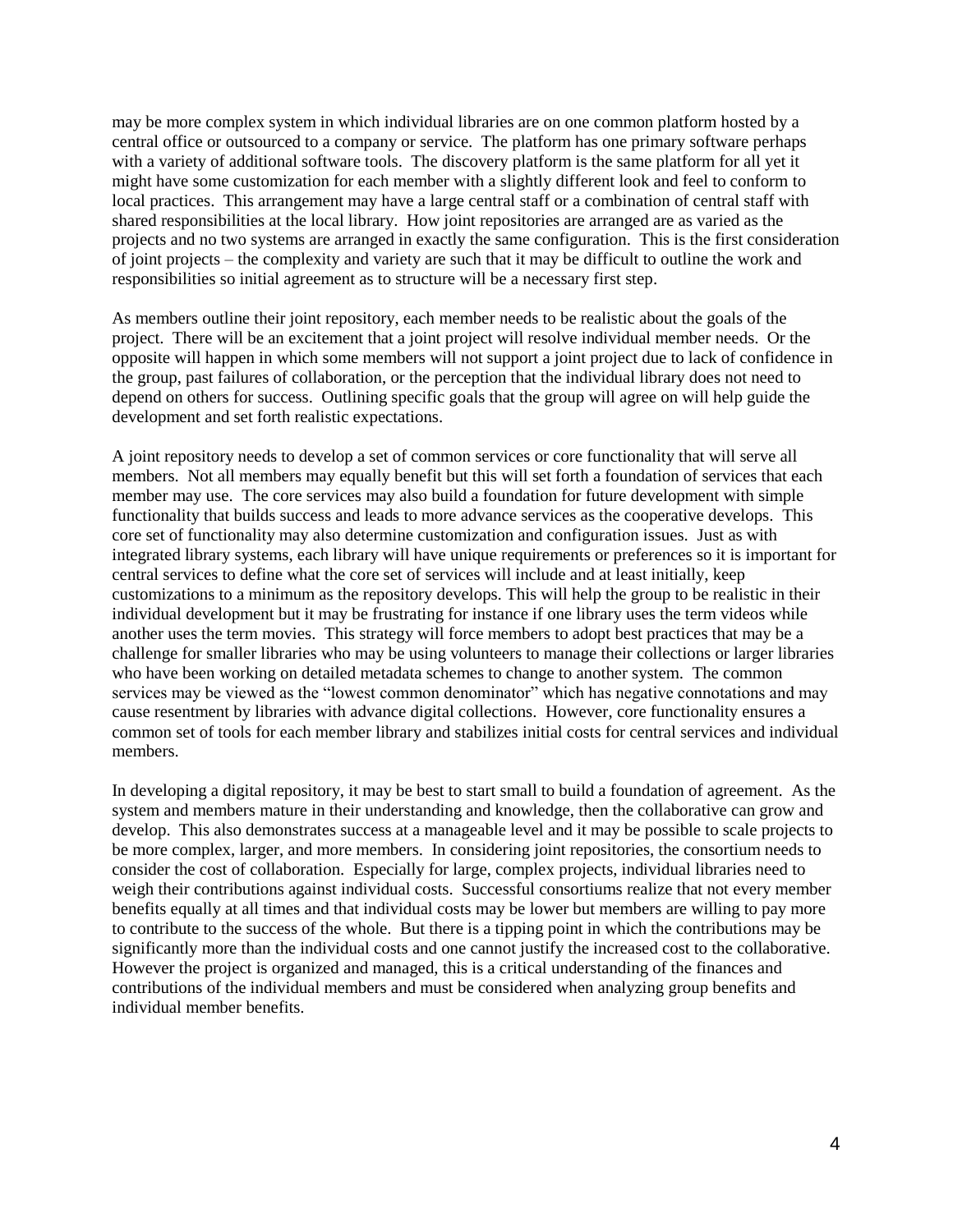may be more complex system in which individual libraries are on one common platform hosted by a central office or outsourced to a company or service. The platform has one primary software perhaps with a variety of additional software tools. The discovery platform is the same platform for all yet it might have some customization for each member with a slightly different look and feel to conform to local practices. This arrangement may have a large central staff or a combination of central staff with shared responsibilities at the local library. How joint repositories are arranged are as varied as the projects and no two systems are arranged in exactly the same configuration. This is the first consideration of joint projects – the complexity and variety are such that it may be difficult to outline the work and responsibilities so initial agreement as to structure will be a necessary first step.

As members outline their joint repository, each member needs to be realistic about the goals of the project. There will be an excitement that a joint project will resolve individual member needs. Or the opposite will happen in which some members will not support a joint project due to lack of confidence in the group, past failures of collaboration, or the perception that the individual library does not need to depend on others for success. Outlining specific goals that the group will agree on will help guide the development and set forth realistic expectations.

A joint repository needs to develop a set of common services or core functionality that will serve all members. Not all members may equally benefit but this will set forth a foundation of services that each member may use. The core services may also build a foundation for future development with simple functionality that builds success and leads to more advance services as the cooperative develops. This core set of functionality may also determine customization and configuration issues. Just as with integrated library systems, each library will have unique requirements or preferences so it is important for central services to define what the core set of services will include and at least initially, keep customizations to a minimum as the repository develops. This will help the group to be realistic in their individual development but it may be frustrating for instance if one library uses the term videos while another uses the term movies. This strategy will force members to adopt best practices that may be a challenge for smaller libraries who may be using volunteers to manage their collections or larger libraries who have been working on detailed metadata schemes to change to another system. The common services may be viewed as the "lowest common denominator" which has negative connotations and may cause resentment by libraries with advance digital collections. However, core functionality ensures a common set of tools for each member library and stabilizes initial costs for central services and individual members.

In developing a digital repository, it may be best to start small to build a foundation of agreement. As the system and members mature in their understanding and knowledge, then the collaborative can grow and develop. This also demonstrates success at a manageable level and it may be possible to scale projects to be more complex, larger, and more members. In considering joint repositories, the consortium needs to consider the cost of collaboration. Especially for large, complex projects, individual libraries need to weigh their contributions against individual costs. Successful consortiums realize that not every member benefits equally at all times and that individual costs may be lower but members are willing to pay more to contribute to the success of the whole. But there is a tipping point in which the contributions may be significantly more than the individual costs and one cannot justify the increased cost to the collaborative. However the project is organized and managed, this is a critical understanding of the finances and contributions of the individual members and must be considered when analyzing group benefits and individual member benefits.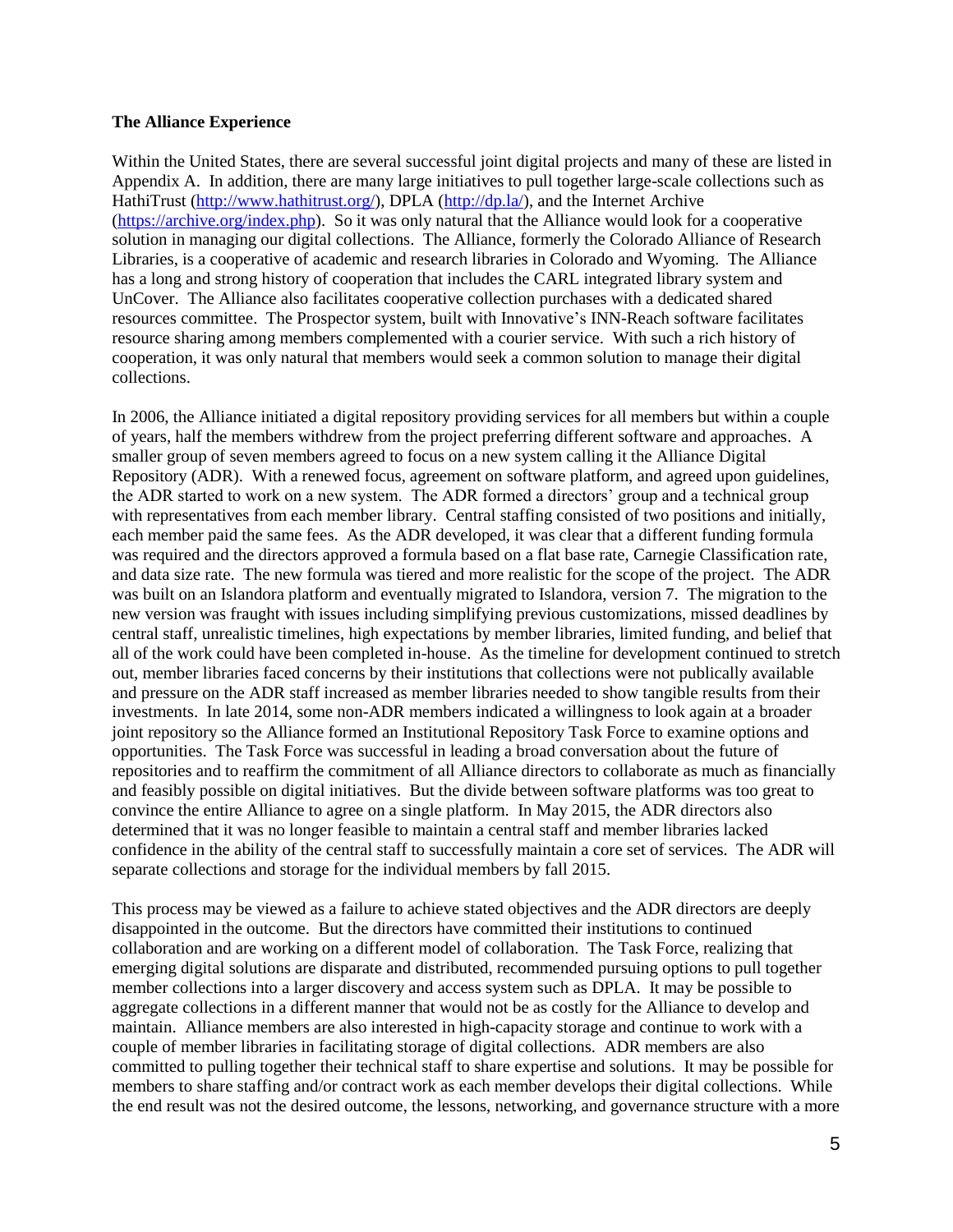**The Alliance Experience**

Within the United States, there are several successful joint digital projects and many of these are listed in Appendix A. In addition, there are many large initiatives to pull together large-scale collections such as HathiTrust (http://www.hathitrust.org/), DPLA (http://dp.la/), and the Internet Archive (https://archive.org/index.php). So it was only natural that the Alliance would look for a cooperative solution in managing our digital collections. The Alliance, formerly the Colorado Alliance of Research Libraries, is a cooperative of academic and research libraries in Colorado and Wyoming. The Alliance has a long and strong history of cooperation that includes the CARL integrated library system and UnCover. The Alliance also facilitates cooperative collection purchases with a dedicated shared resources committee. The Prospector system, built with Innovative's INN-Reach software facilitates resource sharing among members complemented with a courier service. With such a rich history of cooperation, it was only natural that members would seek a common solution to manage their digital collections.

In 2006, the Alliance initiated a digital repository providing services for all members but within a couple of years, half the members withdrew from the project preferring different software and approaches. A smaller group of seven members agreed to focus on a new system calling it the Alliance Digital Repository (ADR). With a renewed focus, agreement on software platform, and agreed upon guidelines, the ADR started to work on a new system. The ADR formed a directors' group and a technical group with representatives from each member library. Central staffing consisted of two positions and initially, each member paid the same fees. As the ADR developed, it was clear that a different funding formula was required and the directors approved a formula based on a flat base rate, Carnegie Classification rate, and data size rate. The new formula was tiered and more realistic for the scope of the project. The ADR was built on an Islandora platform and eventually migrated to Islandora, version 7. The migration to the new version was fraught with issues including simplifying previous customizations, missed deadlines by central staff, unrealistic timelines, high expectations by member libraries, limited funding, and belief that all of the work could have been completed in-house. As the timeline for development continued to stretch out, member libraries faced concerns by their institutions that collections were not publically available and pressure on the ADR staff increased as member libraries needed to show tangible results from their investments. In late 2014, some non-ADR members indicated a willingness to look again at a broader joint repository so the Alliance formed an Institutional Repository Task Force to examine options and opportunities. The Task Force was successful in leading a broad conversation about the future of repositories and to reaffirm the commitment of all Alliance directors to collaborate as much as financially and feasibly possible on digital initiatives. But the divide between software platforms was too great to convince the entire Alliance to agree on a single platform. In May 2015, the ADR directors also determined that it was no longer feasible to maintain a central staff and member libraries lacked confidence in the ability of the central staff to successfully maintain a core set of services. The ADR will separate collections and storage for the individual members by fall 2015.

This process may be viewed as a failure to achieve stated objectives and the ADR directors are deeply disappointed in the outcome. But the directors have committed their institutions to continued collaboration and are working on a different model of collaboration. The Task Force, realizing that emerging digital solutions are disparate and distributed, recommended pursuing options to pull together member collections into a larger discovery and access system such as DPLA. It may be possible to aggregate collections in a different manner that would not be as costly for the Alliance to develop and maintain. Alliance members are also interested in high-capacity storage and continue to work with a couple of member libraries in facilitating storage of digital collections. ADR members are also committed to pulling together their technical staff to share expertise and solutions. It may be possible for members to share staffing and/or contract work as each member develops their digital collections. While the end result was not the desired outcome, the lessons, networking, and governance structure with a more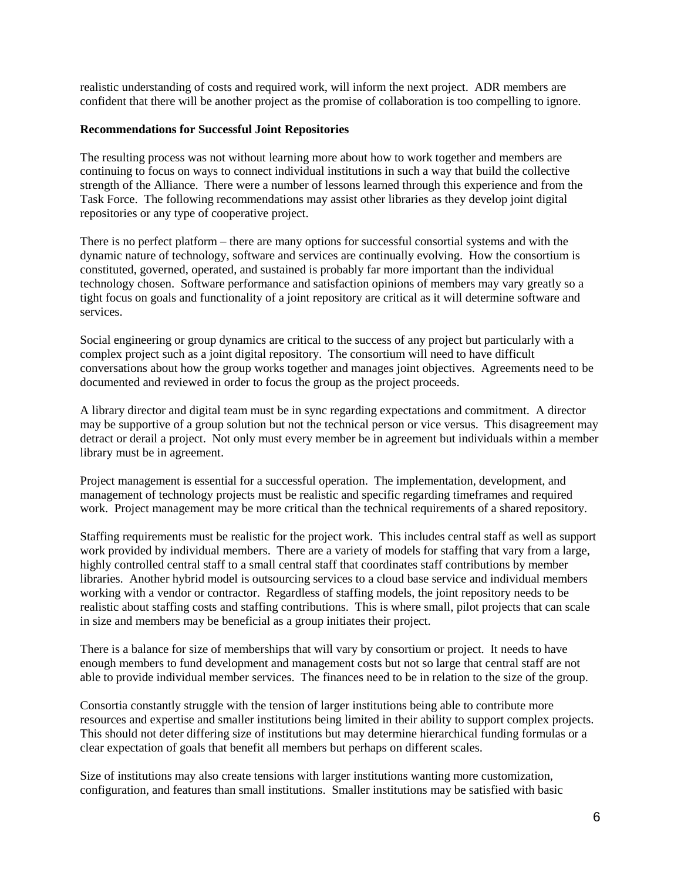realistic understanding of costs and required work, will inform the next project. ADR members are confident that there will be another project as the promise of collaboration is too compelling to ignore.

**Recommendations for Successful Joint Repositories**

The resulting process was not without learning more about how to work together and members are continuing to focus on ways to connect individual institutions in such a way that build the collective strength of the Alliance. There were a number of lessons learned through this experience and from the Task Force. The following recommendations may assist other libraries as they develop joint digital repositories or any type of cooperative project.

There is no perfect platform – there are many options for successful consortial systems and with the dynamic nature of technology, software and services are continually evolving. How the consortium is constituted, governed, operated, and sustained is probably far more important than the individual technology chosen. Software performance and satisfaction opinions of members may vary greatly so a tight focus on goals and functionality of a joint repository are critical as it will determine software and services.

Social engineering or group dynamics are critical to the success of any project but particularly with a complex project such as a joint digital repository. The consortium will need to have difficult conversations about how the group works together and manages joint objectives. Agreements need to be documented and reviewed in order to focus the group as the project proceeds.

A library director and digital team must be in sync regarding expectations and commitment. A director may be supportive of a group solution but not the technical person or vice versus. This disagreement may detract or derail a project. Not only must every member be in agreement but individuals within a member library must be in agreement.

Project management is essential for a successful operation. The implementation, development, and management of technology projects must be realistic and specific regarding timeframes and required work. Project management may be more critical than the technical requirements of a shared repository.

Staffing requirements must be realistic for the project work. This includes central staff as well as support work provided by individual members. There are a variety of models for staffing that vary from a large, highly controlled central staff to a small central staff that coordinates staff contributions by member libraries. Another hybrid model is outsourcing services to a cloud base service and individual members working with a vendor or contractor. Regardless of staffing models, the joint repository needs to be realistic about staffing costs and staffing contributions. This is where small, pilot projects that can scale in size and members may be beneficial as a group initiates their project.

There is a balance for size of memberships that will vary by consortium or project. It needs to have enough members to fund development and management costs but not so large that central staff are not able to provide individual member services. The finances need to be in relation to the size of the group.

Consortia constantly struggle with the tension of larger institutions being able to contribute more resources and expertise and smaller institutions being limited in their ability to support complex projects. This should not deter differing size of institutions but may determine hierarchical funding formulas or a clear expectation of goals that benefit all members but perhaps on different scales.

Size of institutions may also create tensions with larger institutions wanting more customization, configuration, and features than small institutions. Smaller institutions may be satisfied with basic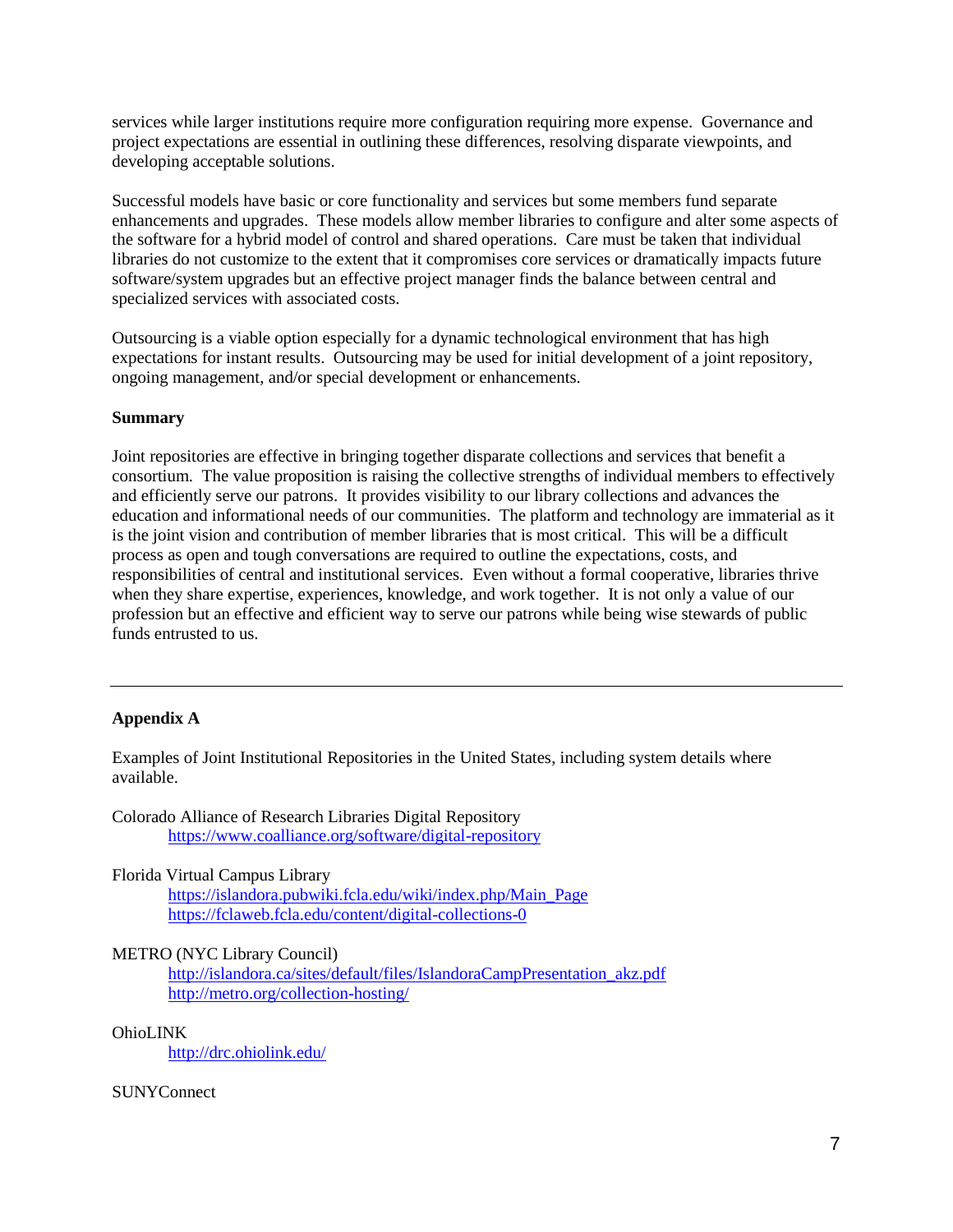services while larger institutions require more configuration requiring more expense. Governance and project expectations are essential in outlining these differences, resolving disparate viewpoints, and developing acceptable solutions.

Successful models have basic or core functionality and services but some members fund separate enhancements and upgrades. These models allow member libraries to configure and alter some aspects of the software for a hybrid model of control and shared operations. Care must be taken that individual libraries do not customize to the extent that it compromises core services or dramatically impacts future software/system upgrades but an effective project manager finds the balance between central and specialized services with associated costs.

Outsourcing is a viable option especially for a dynamic technological environment that has high expectations for instant results. Outsourcing may be used for initial development of a joint repository, ongoing management, and/or special development or enhancements.

**Summary**

Joint repositories are effective in bringing together disparate collections and services that benefit a consortium. The value proposition is raising the collective strengths of individual members to effectively and efficiently serve our patrons. It provides visibility to our library collections and advances the education and informational needs of our communities. The platform and technology are immaterial as it is the joint vision and contribution of member libraries that is most critical. This will be a difficult process as open and tough conversations are required to outline the expectations, costs, and responsibilities of central and institutional services. Even without a formal cooperative, libraries thrive when they share expertise, experiences, knowledge, and work together. It is not only a value of our profession but an effective and efficient way to serve our patrons while being wise stewards of public funds entrusted to us.

---

**Appendix A**

Examples of Joint Institutional Repositories in the United States, including system details where available.

Colorado Alliance of Research Libraries Digital Repository
- https://www.coalliance.org/software/digital-repository

Florida Virtual Campus Library
- https://islandora.pubwiki.fcla.edu/wiki/index.php/Main_Page
- https://fclaweb.fcla.edu/content/digital-collections-0

METRO (NYC Library Council)
- http://islandora.ca/sites/default/files/IslandoraCampPresentation_akz.pdf
- http://metro.org/collection-hosting/

OhioLINK
- http://drc.ohiolink.edu/

SUNYConnect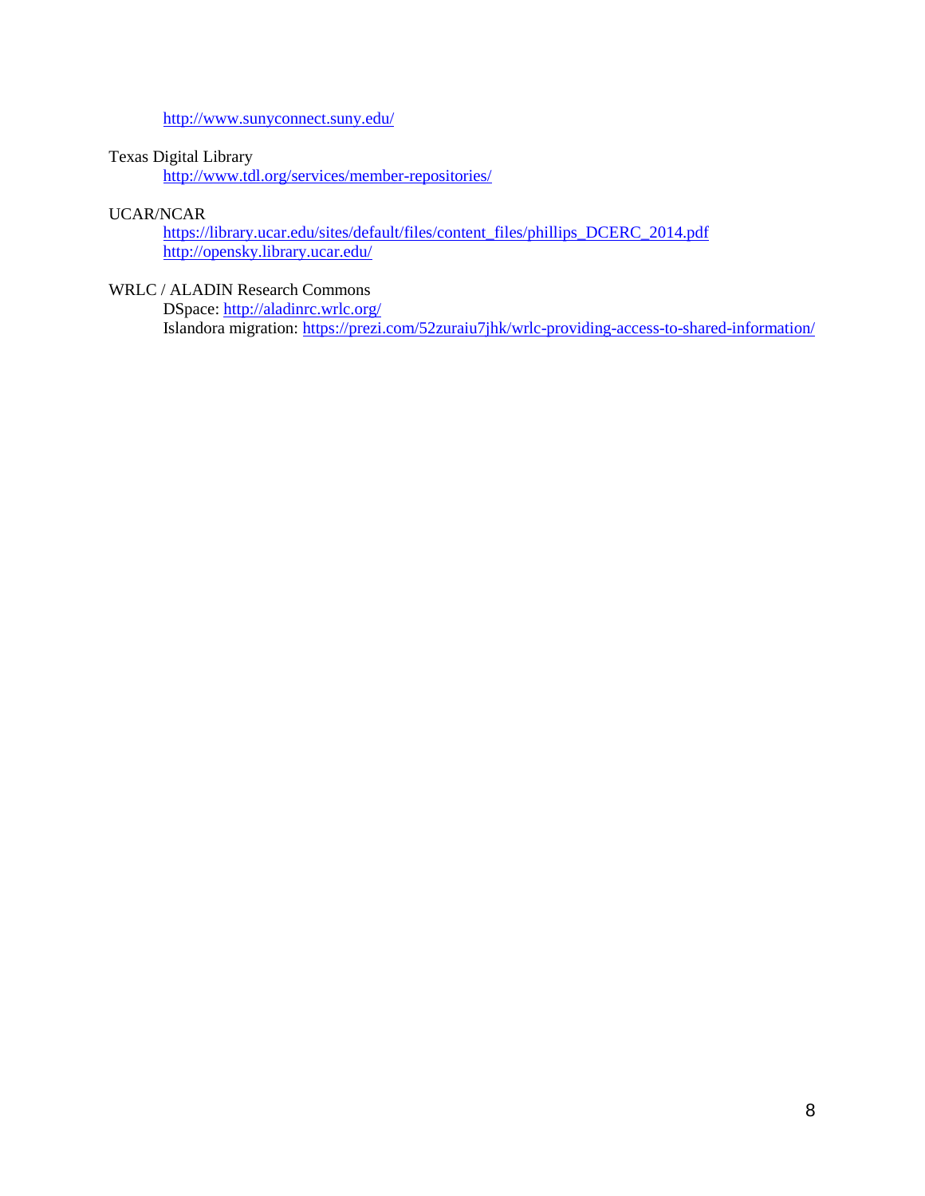http://www.sunyconnect.suny.edu/

Texas Digital Library

http://www.tdl.org/services/member-repositories/

UCAR/NCAR

https://library.ucar.edu/sites/default/files/content_files/phillips_DCERC_2014.pdf
http://opensky.library.ucar.edu/

WRLC / ALADIN Research Commons

DSpace: http://aladinrc.wrlc.org/
Islandora migration: https://prezi.com/52zuraiu7jhk/wrlc-providing-access-to-shared-information/